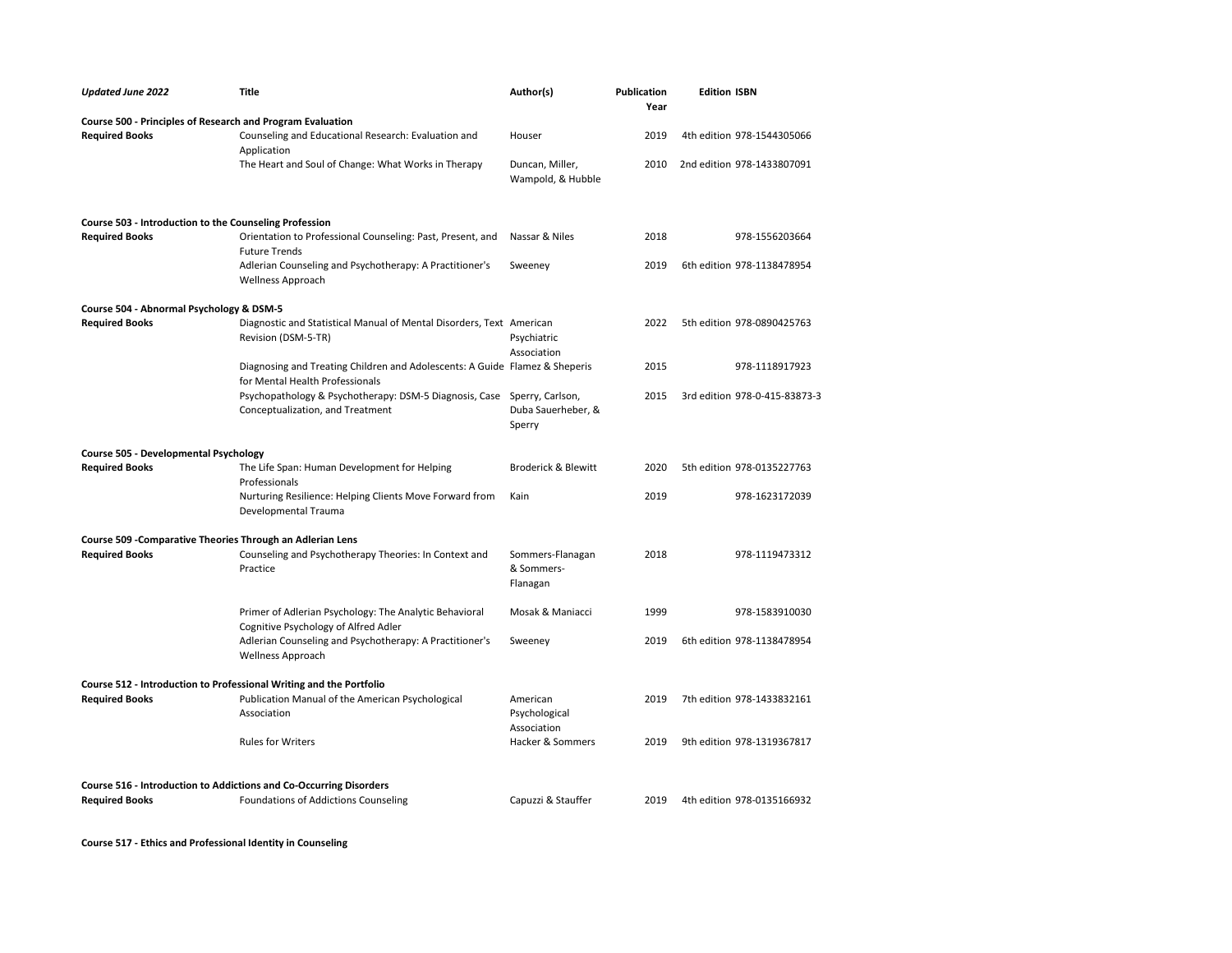| *Updated June 2022* | Title | Author(s) | Publication Year | Edition | ISBN |
| --- | --- | --- | --- | --- | --- |
| **Course 500 - Principles of Research and Program Evaluation** | | | | | |
| **Required Books** | Counseling and Educational Research: Evaluation and Application | Houser | 2019 | 4th edition | 978-1544305066 |
| | The Heart and Soul of Change: What Works in Therapy | Duncan, Miller, Wampold, & Hubble | 2010 | 2nd edition | 978-1433807091 |
| **Course 503 - Introduction to the Counseling Profession** | | | | | |
| **Required Books** | Orientation to Professional Counseling: Past, Present, and Future Trends | Nassar & Niles | 2018 | | 978-1556203664 |
| | Adlerian Counseling and Psychotherapy: A Practitioner's Wellness Approach | Sweeney | 2019 | 6th edition | 978-1138478954 |
| **Course 504 - Abnormal Psychology & DSM-5** | | | | | |
| **Required Books** | Diagnostic and Statistical Manual of Mental Disorders, Text Revision (DSM-5-TR) | American Psychiatric Association | 2022 | 5th edition | 978-0890425763 |
| | Diagnosing and Treating Children and Adolescents: A Guide for Mental Health Professionals | Flamez & Sheperis | 2015 | | 978-1118917923 |
| | Psychopathology & Psychotherapy: DSM-5 Diagnosis, Case Conceptualization, and Treatment | Sperry, Carlson, Duba Sauerheber, & Sperry | 2015 | 3rd edition | 978-0-415-83873-3 |
| **Course 505 - Developmental Psychology** | | | | | |
| **Required Books** | The Life Span: Human Development for Helping Professionals | Broderick & Blewitt | 2020 | 5th edition | 978-0135227763 |
| | Nurturing Resilience: Helping Clients Move Forward from Developmental Trauma | Kain | 2019 | | 978-1623172039 |
| **Course 509 -Comparative Theories Through an Adlerian Lens** | | | | | |
| **Required Books** | Counseling and Psychotherapy Theories: In Context and Practice | Sommers-Flanagan & Sommers-Flanagan | 2018 | | 978-1119473312 |
| | Primer of Adlerian Psychology: The Analytic Behavioral Cognitive Psychology of Alfred Adler | Mosak & Maniacci | 1999 | | 978-1583910030 |
| | Adlerian Counseling and Psychotherapy: A Practitioner's Wellness Approach | Sweeney | 2019 | 6th edition | 978-1138478954 |
| **Course 512 - Introduction to Professional Writing and the Portfolio** | | | | | |
| **Required Books** | Publication Manual of the American Psychological Association | American Psychological Association | 2019 | 7th edition | 978-1433832161 |
| | Rules for Writers | Hacker & Sommers | 2019 | 9th edition | 978-1319367817 |
| **Course 516 - Introduction to Addictions and Co-Occurring Disorders** | | | | | |
| **Required Books** | Foundations of Addictions Counseling | Capuzzi & Stauffer | 2019 | 4th edition | 978-0135166932 |
| **Course 517 - Ethics and Professional Identity in Counseling** | | | | | |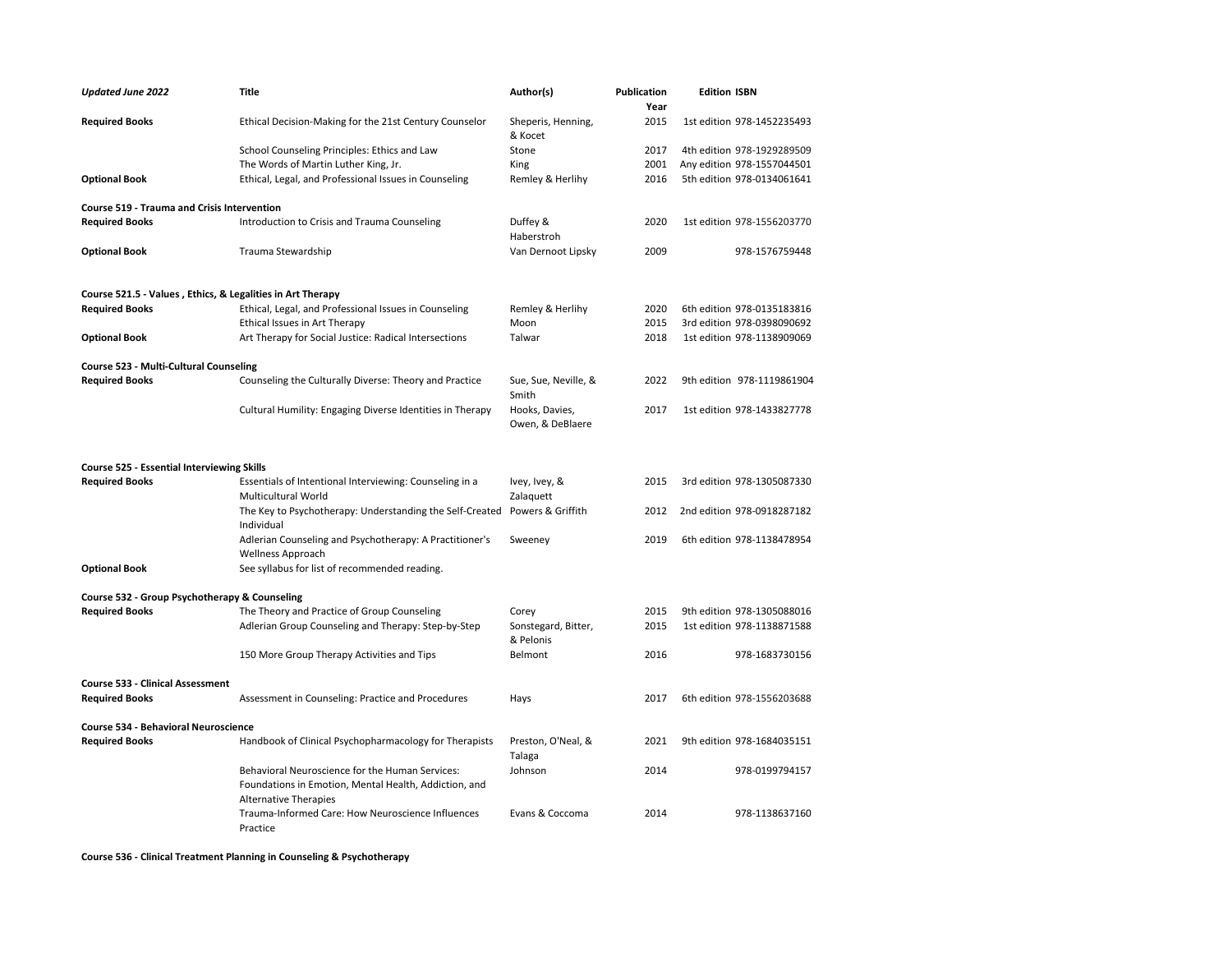| *Updated June 2022* | Title | Author(s) | Publication Year | Edition | ISBN |
|---|---|---|---|---|---|
| **Required Books** | Ethical Decision-Making for the 21st Century Counselor | Sheperis, Henning, & Kocet | 2015 | 1st edition | 978-1452235493 |
| | School Counseling Principles: Ethics and Law | Stone | 2017 | 4th edition | 978-1929289509 |
| | The Words of Martin Luther King, Jr. | King | 2001 | Any edition | 978-1557044501 |
| **Optional Book** | Ethical, Legal, and Professional Issues in Counseling | Remley & Herlihy | 2016 | 5th edition | 978-0134061641 |
| **Course 519 - Trauma and Crisis Intervention** | | | | | |
| **Required Books** | Introduction to Crisis and Trauma Counseling | Duffey & Haberstroh | 2020 | 1st edition | 978-1556203770 |
| **Optional Book** | Trauma Stewardship | Van Dernoot Lipsky | 2009 | | 978-1576759448 |
| **Course 521.5 - Values , Ethics, & Legalities in Art Therapy** | | | | | |
| **Required Books** | Ethical, Legal, and Professional Issues in Counseling | Remley & Herlihy | 2020 | 6th edition | 978-0135183816 |
| | Ethical Issues in Art Therapy | Moon | 2015 | 3rd edition | 978-0398090692 |
| **Optional Book** | Art Therapy for Social Justice: Radical Intersections | Talwar | 2018 | 1st edition | 978-1138909069 |
| **Course 523 - Multi-Cultural Counseling** | | | | | |
| **Required Books** | Counseling the Culturally Diverse: Theory and Practice | Sue, Sue, Neville, & Smith | 2022 | 9th edition | 978-1119861904 |
| | Cultural Humility: Engaging Diverse Identities in Therapy | Hooks, Davies, Owen, & DeBlaere | 2017 | 1st edition | 978-1433827778 |
| **Course 525 - Essential Interviewing Skills** | | | | | |
| **Required Books** | Essentials of Intentional Interviewing: Counseling in a Multicultural World | Ivey, Ivey, & Zalaquett | 2015 | 3rd edition | 978-1305087330 |
| | The Key to Psychotherapy: Understanding the Self-Created Individual | Powers & Griffith | 2012 | 2nd edition | 978-0918287182 |
| | Adlerian Counseling and Psychotherapy: A Practitioner's Wellness Approach | Sweeney | 2019 | 6th edition | 978-1138478954 |
| **Optional Book** | See syllabus for list of recommended reading. | | | | |
| **Course 532 - Group Psychotherapy & Counseling** | | | | | |
| **Required Books** | The Theory and Practice of Group Counseling | Corey | 2015 | 9th edition | 978-1305088016 |
| | Adlerian Group Counseling and Therapy: Step-by-Step | Sonstegard, Bitter, & Pelonis | 2015 | 1st edition | 978-1138871588 |
| | 150 More Group Therapy Activities and Tips | Belmont | 2016 | | 978-1683730156 |
| **Course 533 - Clinical Assessment** | | | | | |
| **Required Books** | Assessment in Counseling: Practice and Procedures | Hays | 2017 | 6th edition | 978-1556203688 |
| **Course 534 - Behavioral Neuroscience** | | | | | |
| **Required Books** | Handbook of Clinical Psychopharmacology for Therapists | Preston, O'Neal, & Talaga | 2021 | 9th edition | 978-1684035151 |
| | Behavioral Neuroscience for the Human Services: Foundations in Emotion, Mental Health, Addiction, and Alternative Therapies | Johnson | 2014 | | 978-0199794157 |
| | Trauma-Informed Care: How Neuroscience Influences Practice | Evans & Coccoma | 2014 | | 978-1138637160 |
| **Course 536 - Clinical Treatment Planning in Counseling & Psychotherapy** | | | | | |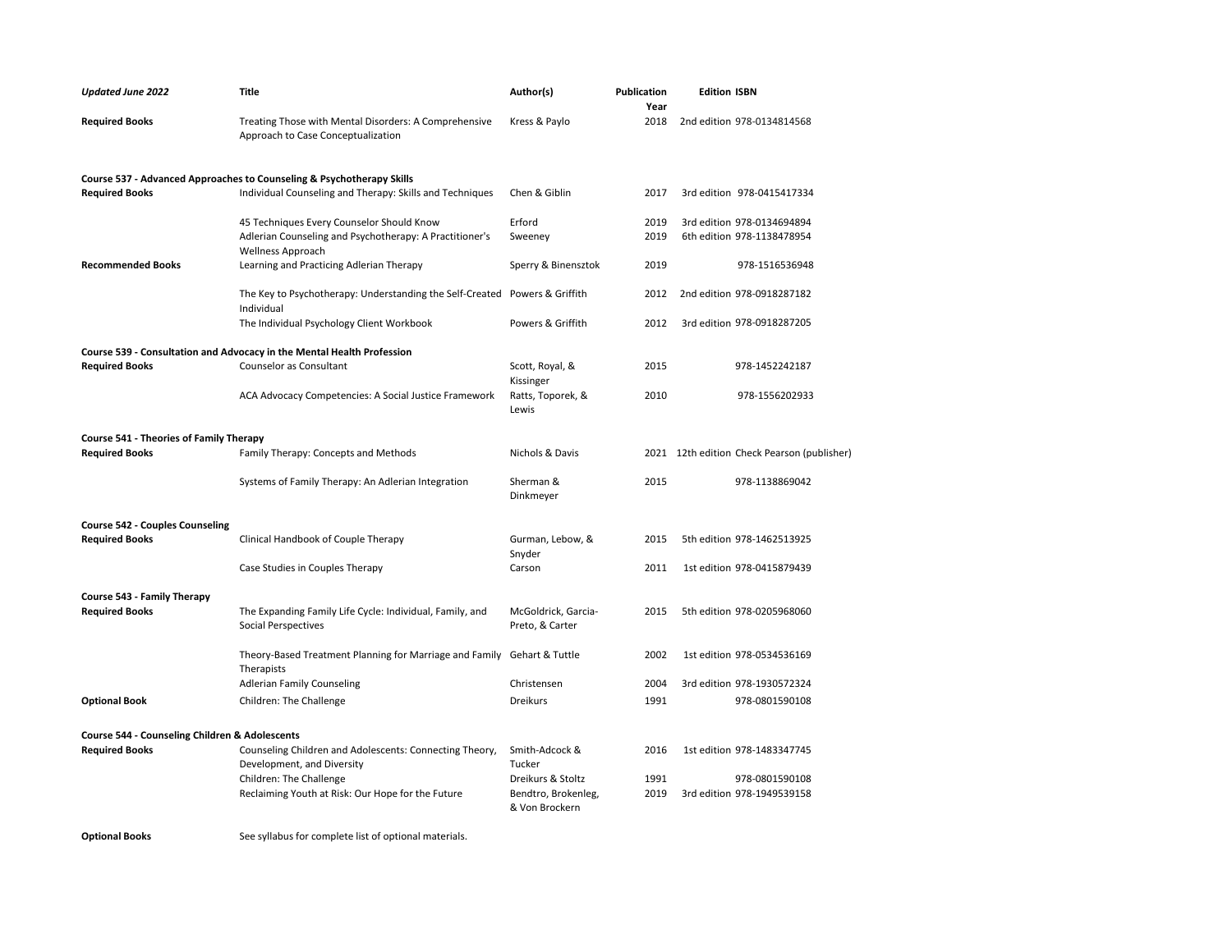| *Updated June 2022* | Title | Author(s) | Publication Year | Edition | ISBN |
|---|---|---|---|---|---|
| **Required Books** | Treating Those with Mental Disorders: A Comprehensive Approach to Case Conceptualization | Kress & Paylo | 2018 | 2nd edition | 978-0134814568 |
| **Course 537 - Advanced Approaches to Counseling & Psychotherapy Skills** | | | | | |
| **Required Books** | Individual Counseling and Therapy: Skills and Techniques | Chen & Giblin | 2017 | 3rd edition | 978-0415417334 |
| | 45 Techniques Every Counselor Should Know | Erford | 2019 | 3rd edition | 978-0134694894 |
| | Adlerian Counseling and Psychotherapy: A Practitioner's Wellness Approach | Sweeney | 2019 | 6th edition | 978-1138478954 |
| **Recommended Books** | Learning and Practicing Adlerian Therapy | Sperry & Binensztok | 2019 | | 978-1516536948 |
| | The Key to Psychotherapy: Understanding the Self-Created Individual | Powers & Griffith | 2012 | 2nd edition | 978-0918287182 |
| | The Individual Psychology Client Workbook | Powers & Griffith | 2012 | 3rd edition | 978-0918287205 |
| **Course 539 - Consultation and Advocacy in the Mental Health Profession** | | | | | |
| **Required Books** | Counselor as Consultant | Scott, Royal, & Kissinger | 2015 | | 978-1452242187 |
| | ACA Advocacy Competencies: A Social Justice Framework | Ratts, Toporek, & Lewis | 2010 | | 978-1556202933 |
| **Course 541 - Theories of Family Therapy** | | | | | |
| **Required Books** | Family Therapy: Concepts and Methods | Nichols & Davis | 2021 | 12th edition | Check Pearson (publisher) |
| | Systems of Family Therapy: An Adlerian Integration | Sherman & Dinkmeyer | 2015 | | 978-1138869042 |
| **Course 542 - Couples Counseling** | | | | | |
| **Required Books** | Clinical Handbook of Couple Therapy | Gurman, Lebow, & Snyder | 2015 | 5th edition | 978-1462513925 |
| | Case Studies in Couples Therapy | Carson | 2011 | 1st edition | 978-0415879439 |
| **Course 543 - Family Therapy** | | | | | |
| **Required Books** | The Expanding Family Life Cycle: Individual, Family, and Social Perspectives | McGoldrick, Garcia-Preto, & Carter | 2015 | 5th edition | 978-0205968060 |
| | Theory-Based Treatment Planning for Marriage and Family Therapists | Gehart & Tuttle | 2002 | 1st edition | 978-0534536169 |
| | Adlerian Family Counseling | Christensen | 2004 | 3rd edition | 978-1930572324 |
| **Optional Book** | Children: The Challenge | Dreikurs | 1991 | | 978-0801590108 |
| **Course 544 - Counseling Children & Adolescents** | | | | | |
| **Required Books** | Counseling Children and Adolescents: Connecting Theory, Development, and Diversity | Smith-Adcock & Tucker | 2016 | 1st edition | 978-1483347745 |
| | Children: The Challenge | Dreikurs & Stoltz | 1991 | | 978-0801590108 |
| | Reclaiming Youth at Risk: Our Hope for the Future | Bendtro, Brokenleg, & Von Brockern | 2019 | 3rd edition | 978-1949539158 |
| **Optional Books** | See syllabus for complete list of optional materials. | | | | |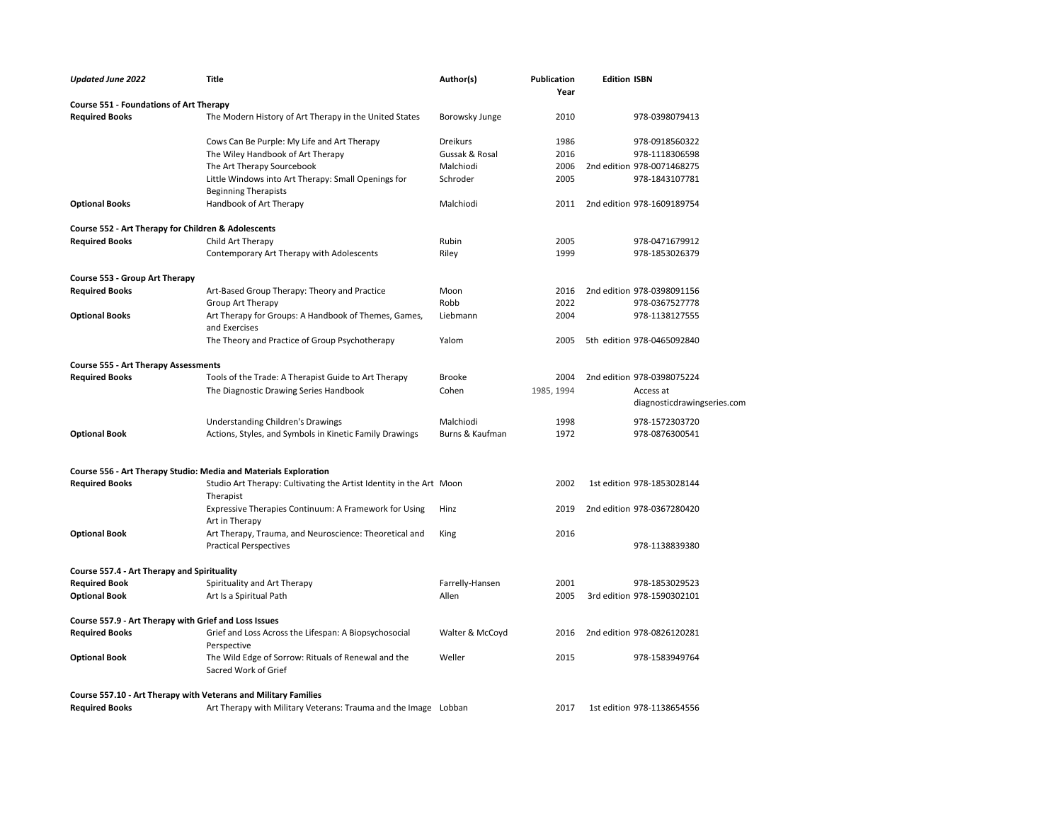| *Updated June 2022* | Title | Author(s) | Publication Year | Edition | ISBN |
|---|---|---|---|---|---|
| **Course 551 - Foundations of Art Therapy** | | | | | |
| **Required Books** | The Modern History of Art Therapy in the United States | Borowsky Junge | 2010 | | 978-0398079413 |
| | Cows Can Be Purple: My Life and Art Therapy | Dreikurs | 1986 | | 978-0918560322 |
| | The Wiley Handbook of Art Therapy | Gussak & Rosal | 2016 | | 978-1118306598 |
| | The Art Therapy Sourcebook | Malchiodi | 2006 | 2nd edition | 978-0071468275 |
| | Little Windows into Art Therapy: Small Openings for Beginning Therapists | Schroder | 2005 | | 978-1843107781 |
| **Optional Books** | Handbook of Art Therapy | Malchiodi | 2011 | 2nd edition | 978-1609189754 |
| **Course 552 - Art Therapy for Children & Adolescents** | | | | | |
| **Required Books** | Child Art Therapy | Rubin | 2005 | | 978-0471679912 |
| | Contemporary Art Therapy with Adolescents | Riley | 1999 | | 978-1853026379 |
| **Course 553 - Group Art Therapy** | | | | | |
| **Required Books** | Art-Based Group Therapy: Theory and Practice | Moon | 2016 | 2nd edition | 978-0398091156 |
| | Group Art Therapy | Robb | 2022 | | 978-0367527778 |
| **Optional Books** | Art Therapy for Groups: A Handbook of Themes, Games, and Exercises | Liebmann | 2004 | | 978-1138127555 |
| | The Theory and Practice of Group Psychotherapy | Yalom | 2005 | 5th edition | 978-0465092840 |
| **Course 555 - Art Therapy Assessments** | | | | | |
| **Required Books** | Tools of the Trade: A Therapist Guide to Art Therapy | Brooke | 2004 | 2nd edition | 978-0398075224 |
| | The Diagnostic Drawing Series Handbook | Cohen | 1985, 1994 | | Access at diagnosticdrawingseries.com |
| | Understanding Children's Drawings | Malchiodi | 1998 | | 978-1572303720 |
| **Optional Book** | Actions, Styles, and Symbols in Kinetic Family Drawings | Burns & Kaufman | 1972 | | 978-0876300541 |
| **Course 556 - Art Therapy Studio: Media and Materials Exploration** | | | | | |
| **Required Books** | Studio Art Therapy: Cultivating the Artist Identity in the Art Therapist | Moon | 2002 | 1st edition | 978-1853028144 |
| | Expressive Therapies Continuum: A Framework for Using Art in Therapy | Hinz | 2019 | 2nd edition | 978-0367280420 |
| **Optional Book** | Art Therapy, Trauma, and Neuroscience: Theoretical and Practical Perspectives | King | 2016 | | 978-1138839380 |
| **Course 557.4 - Art Therapy and Spirituality** | | | | | |
| **Required Book** | Spirituality and Art Therapy | Farrelly-Hansen | 2001 | | 978-1853029523 |
| **Optional Book** | Art Is a Spiritual Path | Allen | 2005 | 3rd edition | 978-1590302101 |
| **Course 557.9 - Art Therapy with Grief and Loss Issues** | | | | | |
| **Required Books** | Grief and Loss Across the Lifespan: A Biopsychosocial Perspective | Walter & McCoyd | 2016 | 2nd edition | 978-0826120281 |
| **Optional Book** | The Wild Edge of Sorrow: Rituals of Renewal and the Sacred Work of Grief | Weller | 2015 | | 978-1583949764 |
| **Course 557.10 - Art Therapy with Veterans and Military Families** | | | | | |
| **Required Books** | Art Therapy with Military Veterans: Trauma and the Image | Lobban | 2017 | 1st edition | 978-1138654556 |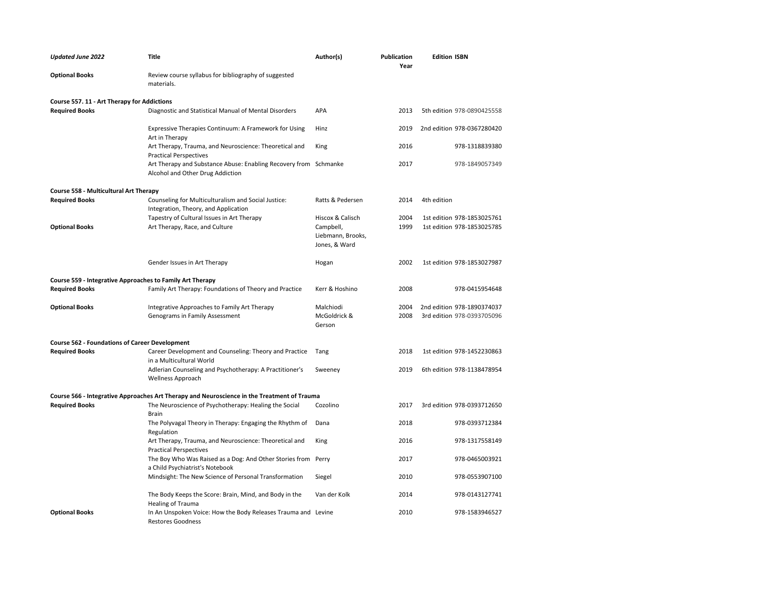| *Updated June 2022* | Title | Author(s) | Publication Year | Edition | ISBN |
|---|---|---|---|---|---|
| **Optional Books** | Review course syllabus for bibliography of suggested materials. | | | | |
| **Course 557. 11 - Art Therapy for Addictions** | | | | | |
| **Required Books** | Diagnostic and Statistical Manual of Mental Disorders | APA | 2013 | 5th edition | 978-0890425558 |
| | Expressive Therapies Continuum: A Framework for Using Art in Therapy | Hinz | 2019 | 2nd edition | 978-0367280420 |
| | Art Therapy, Trauma, and Neuroscience: Theoretical and Practical Perspectives | King | 2016 | | 978-1318839380 |
| | Art Therapy and Substance Abuse: Enabling Recovery from Alcohol and Other Drug Addiction | Schmanke | 2017 | | 978-1849057349 |
| **Course 558 - Multicultural Art Therapy** | | | | | |
| **Required Books** | Counseling for Multiculturalism and Social Justice: Integration, Theory, and Application | Ratts & Pedersen | 2014 | 4th edition | |
| | Tapestry of Cultural Issues in Art Therapy | Hiscox & Calisch | 2004 | 1st edition | 978-1853025761 |
| **Optional Books** | Art Therapy, Race, and Culture | Campbell, Liebmann, Brooks, Jones, & Ward | 1999 | 1st edition | 978-1853025785 |
| | Gender Issues in Art Therapy | Hogan | 2002 | 1st edition | 978-1853027987 |
| **Course 559 - Integrative Approaches to Family Art Therapy** | | | | | |
| **Required Books** | Family Art Therapy: Foundations of Theory and Practice | Kerr & Hoshino | 2008 | | 978-0415954648 |
| **Optional Books** | Integrative Approaches to Family Art Therapy | Malchiodi | 2004 | 2nd edition | 978-1890374037 |
| | Genograms in Family Assessment | McGoldrick & Gerson | 2008 | 3rd edition | 978-0393705096 |
| **Course 562 - Foundations of Career Development** | | | | | |
| **Required Books** | Career Development and Counseling: Theory and Practice in a Multicultural World | Tang | 2018 | 1st edition | 978-1452230863 |
| | Adlerian Counseling and Psychotherapy: A Practitioner's Wellness Approach | Sweeney | 2019 | 6th edition | 978-1138478954 |
| **Course 566 - Integrative Approaches Art Therapy and Neuroscience in the Treatment of Trauma** | | | | | |
| **Required Books** | The Neuroscience of Psychotherapy: Healing the Social Brain | Cozolino | 2017 | 3rd edition | 978-0393712650 |
| | The Polyvagal Theory in Therapy: Engaging the Rhythm of Regulation | Dana | 2018 | | 978-0393712384 |
| | Art Therapy, Trauma, and Neuroscience: Theoretical and Practical Perspectives | King | 2016 | | 978-1317558149 |
| | The Boy Who Was Raised as a Dog: And Other Stories from a Child Psychiatrist's Notebook | Perry | 2017 | | 978-0465003921 |
| | Mindsight: The New Science of Personal Transformation | Siegel | 2010 | | 978-0553907100 |
| | The Body Keeps the Score: Brain, Mind, and Body in the Healing of Trauma | Van der Kolk | 2014 | | 978-0143127741 |
| **Optional Books** | In An Unspoken Voice: How the Body Releases Trauma and Restores Goodness | Levine | 2010 | | 978-1583946527 |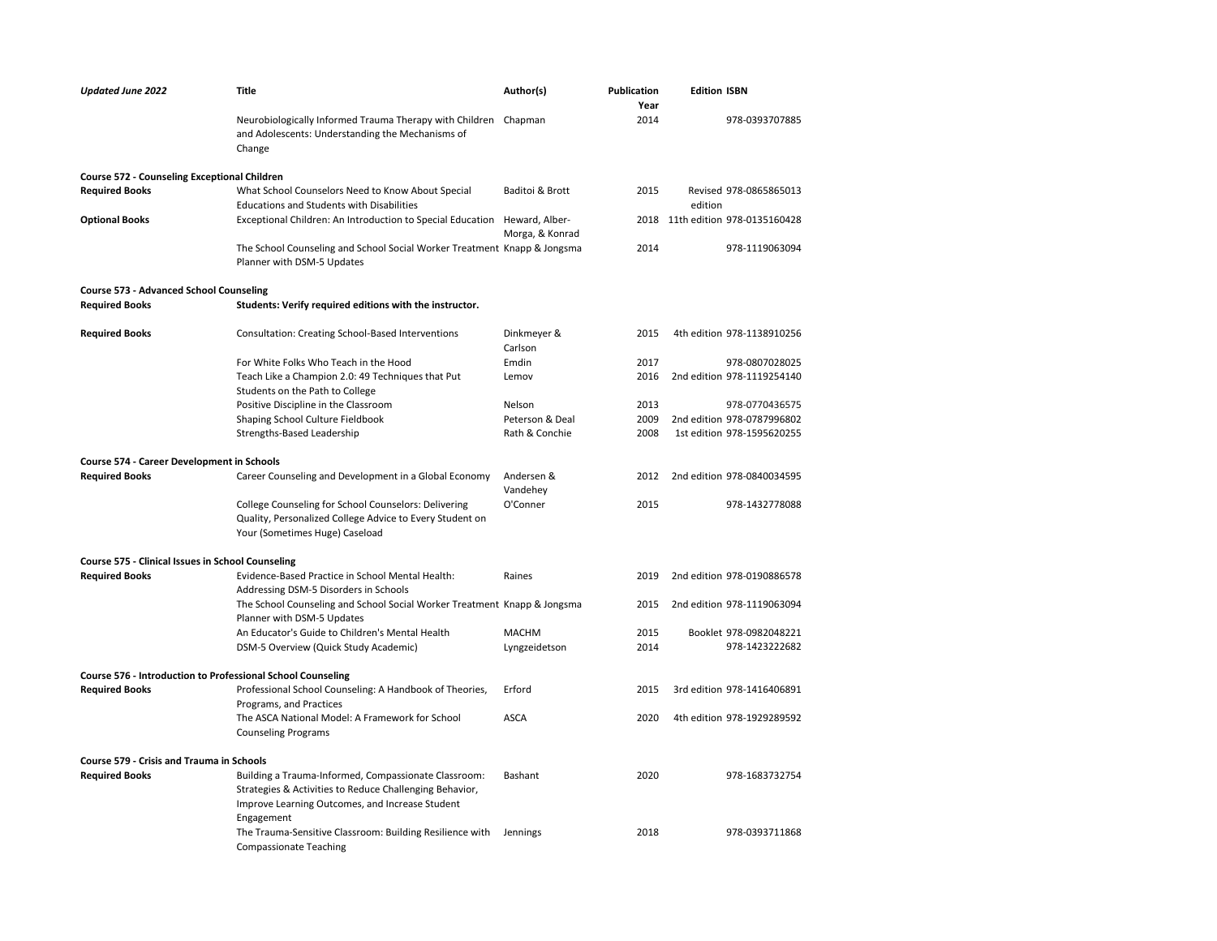| *Updated June 2022* | Title | Author(s) | Publication Year | Edition | ISBN |
|---|---|---|---|---|---|
| | Neurobiologically Informed Trauma Therapy with Children and Adolescents: Understanding the Mechanisms of Change | Chapman | 2014 | | 978-0393707885 |
| **Course 572 - Counseling Exceptional Children** | | | | | |
| **Required Books** | What School Counselors Need to Know About Special Educations and Students with Disabilities | Baditoi & Brott | 2015 | Revised edition | 978-0865865013 |
| **Optional Books** | Exceptional Children: An Introduction to Special Education | Heward, Alber-Morga, & Konrad | 2018 | 11th edition | 978-0135160428 |
| | The School Counseling and School Social Worker Treatment Planner with DSM-5 Updates | Knapp & Jongsma | 2014 | | 978-1119063094 |
| **Course 573 - Advanced School Counseling** | | | | | |
| **Required Books** | **Students: Verify required editions with the instructor.** | | | | |
| **Required Books** | Consultation: Creating School-Based Interventions | Dinkmeyer & Carlson | 2015 | 4th edition | 978-1138910256 |
| | For White Folks Who Teach in the Hood | Emdin | 2017 | | 978-0807028025 |
| | Teach Like a Champion 2.0: 49 Techniques that Put Students on the Path to College | Lemov | 2016 | 2nd edition | 978-1119254140 |
| | Positive Discipline in the Classroom | Nelson | 2013 | | 978-0770436575 |
| | Shaping School Culture Fieldbook | Peterson & Deal | 2009 | 2nd edition | 978-0787996802 |
| | Strengths-Based Leadership | Rath & Conchie | 2008 | 1st edition | 978-1595620255 |
| **Course 574 - Career Development in Schools** | | | | | |
| **Required Books** | Career Counseling and Development in a Global Economy | Andersen & Vandehey | 2012 | 2nd edition | 978-0840034595 |
| | College Counseling for School Counselors: Delivering Quality, Personalized College Advice to Every Student on Your (Sometimes Huge) Caseload | O'Conner | 2015 | | 978-1432778088 |
| **Course 575 - Clinical Issues in School Counseling** | | | | | |
| **Required Books** | Evidence-Based Practice in School Mental Health: Addressing DSM-5 Disorders in Schools | Raines | 2019 | 2nd edition | 978-0190886578 |
| | The School Counseling and School Social Worker Treatment Planner with DSM-5 Updates | Knapp & Jongsma | 2015 | 2nd edition | 978-1119063094 |
| | An Educator's Guide to Children's Mental Health | MACHM | 2015 | Booklet | 978-0982048221 |
| | DSM-5 Overview (Quick Study Academic) | Lyngzeidetson | 2014 | | 978-1423222682 |
| **Course 576 - Introduction to Professional School Counseling** | | | | | |
| **Required Books** | Professional School Counseling: A Handbook of Theories, Programs, and Practices | Erford | 2015 | 3rd edition | 978-1416406891 |
| | The ASCA National Model: A Framework for School Counseling Programs | ASCA | 2020 | 4th edition | 978-1929289592 |
| **Course 579 - Crisis and Trauma in Schools** | | | | | |
| **Required Books** | Building a Trauma-Informed, Compassionate Classroom: Strategies & Activities to Reduce Challenging Behavior, Improve Learning Outcomes, and Increase Student Engagement | Bashant | 2020 | | 978-1683732754 |
| | The Trauma-Sensitive Classroom: Building Resilience with Compassionate Teaching | Jennings | 2018 | | 978-0393711868 |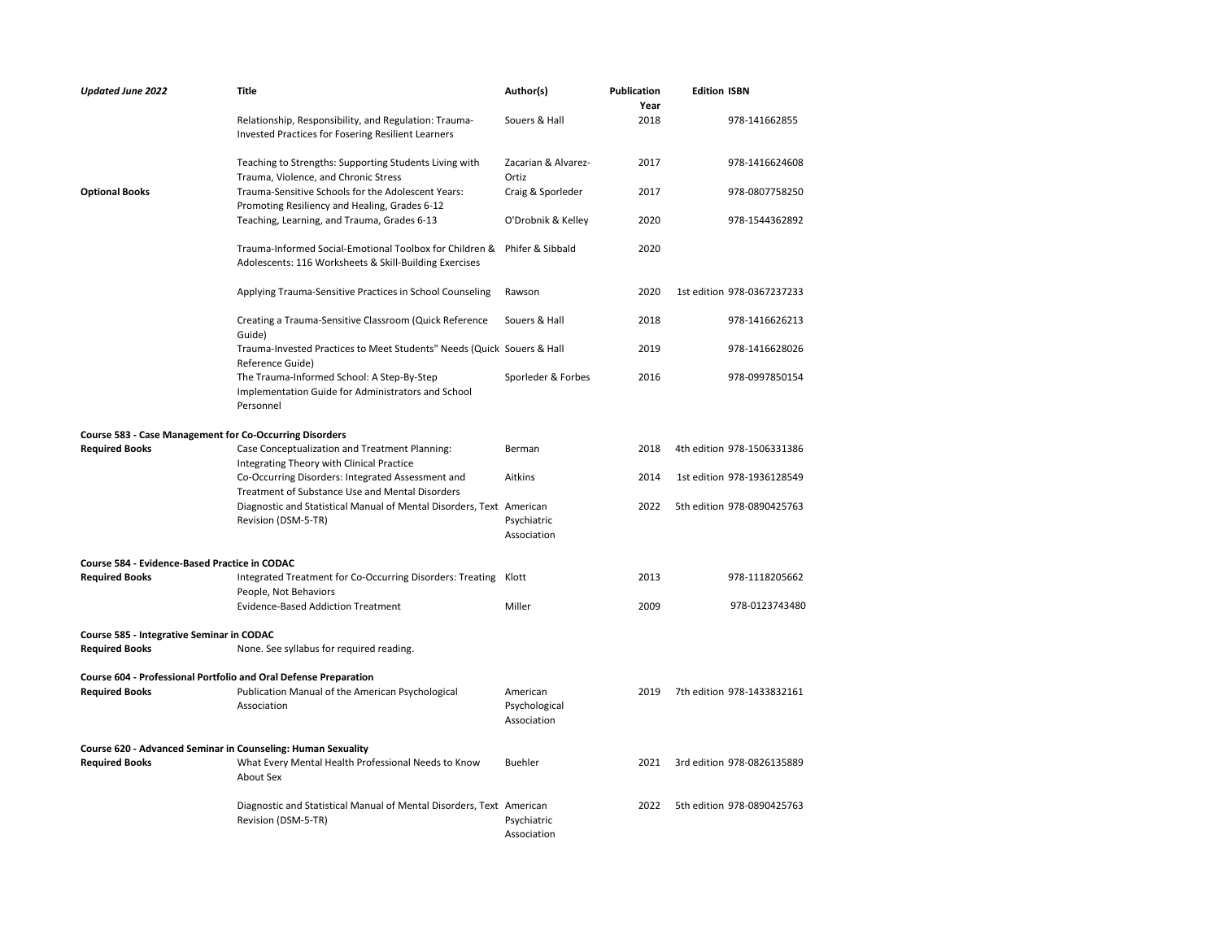| *Updated June 2022* | Title | Author(s) | Publication Year | Edition | ISBN |
|---|---|---|---|---|---|
| | Relationship, Responsibility, and Regulation: Trauma-Invested Practices for Fosering Resilient Learners | Souers & Hall | 2018 | | 978-141662855 |
| | Teaching to Strengths: Supporting Students Living with Trauma, Violence, and Chronic Stress | Zacarian & Alvarez-Ortiz | 2017 | | 978-1416624608 |
| **Optional Books** | Trauma-Sensitive Schools for the Adolescent Years: Promoting Resiliency and Healing, Grades 6-12 | Craig & Sporleder | 2017 | | 978-0807758250 |
| | Teaching, Learning, and Trauma, Grades 6-13 | O'Drobnik & Kelley | 2020 | | 978-1544362892 |
| | Trauma-Informed Social-Emotional Toolbox for Children & Adolescents: 116 Worksheets & Skill-Building Exercises | Phifer & Sibbald | 2020 | | |
| | Applying Trauma-Sensitive Practices in School Counseling | Rawson | 2020 | 1st edition | 978-0367237233 |
| | Creating a Trauma-Sensitive Classroom (Quick Reference Guide) | Souers & Hall | 2018 | | 978-1416626213 |
| | Trauma-Invested Practices to Meet Students" Needs (Quick Reference Guide) | Souers & Hall | 2019 | | 978-1416628026 |
| | The Trauma-Informed School: A Step-By-Step Implementation Guide for Administrators and School Personnel | Sporleder & Forbes | 2016 | | 978-0997850154 |
| **Course 583 - Case Management for Co-Occurring Disorders** | | | | | |
| **Required Books** | Case Conceptualization and Treatment Planning: Integrating Theory with Clinical Practice | Berman | 2018 | 4th edition | 978-1506331386 |
| | Co-Occurring Disorders: Integrated Assessment and Treatment of Substance Use and Mental Disorders | Aitkins | 2014 | 1st edition | 978-1936128549 |
| | Diagnostic and Statistical Manual of Mental Disorders, Text Revision (DSM-5-TR) | American Psychiatric Association | 2022 | 5th edition | 978-0890425763 |
| **Course 584 - Evidence-Based Practice in CODAC** | | | | | |
| **Required Books** | Integrated Treatment for Co-Occurring Disorders: Treating People, Not Behaviors | Klott | 2013 | | 978-1118205662 |
| | Evidence-Based Addiction Treatment | Miller | 2009 | | 978-0123743480 |
| **Course 585 - Integrative Seminar in CODAC** | | | | | |
| **Required Books** | None. See syllabus for required reading. | | | | |
| **Course 604 - Professional Portfolio and Oral Defense Preparation** | | | | | |
| **Required Books** | Publication Manual of the American Psychological Association | American Psychological Association | 2019 | 7th edition | 978-1433832161 |
| **Course 620 - Advanced Seminar in Counseling: Human Sexuality** | | | | | |
| **Required Books** | What Every Mental Health Professional Needs to Know About Sex | Buehler | 2021 | 3rd edition | 978-0826135889 |
| | Diagnostic and Statistical Manual of Mental Disorders, Text Revision (DSM-5-TR) | American Psychiatric Association | 2022 | 5th edition | 978-0890425763 |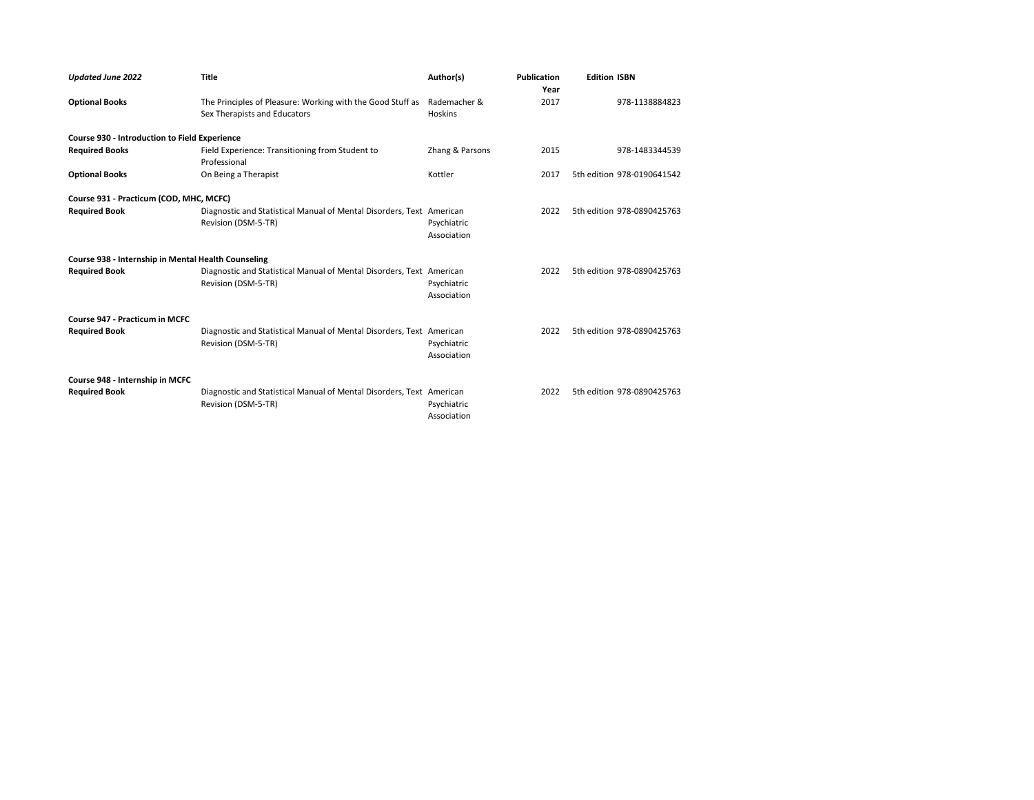| *Updated June 2022* | Title | Author(s) | Publication Year | Edition | ISBN |
|---|---|---|---|---|---|
| **Optional Books** | The Principles of Pleasure: Working with the Good Stuff as Sex Therapists and Educators | Rademacher & Hoskins | 2017 | | 978-1138884823 |
| **Course 930 - Introduction to Field Experience** | | | | | |
| **Required Books** | Field Experience: Transitioning from Student to Professional | Zhang & Parsons | 2015 | | 978-1483344539 |
| **Optional Books** | On Being a Therapist | Kottler | 2017 | 5th edition | 978-0190641542 |
| **Course 931 - Practicum (COD, MHC, MCFC)** | | | | | |
| **Required Book** | Diagnostic and Statistical Manual of Mental Disorders, Text Revision (DSM-5-TR) | American Psychiatric Association | 2022 | 5th edition | 978-0890425763 |
| **Course 938 - Internship in Mental Health Counseling** | | | | | |
| **Required Book** | Diagnostic and Statistical Manual of Mental Disorders, Text Revision (DSM-5-TR) | American Psychiatric Association | 2022 | 5th edition | 978-0890425763 |
| **Course 947 - Practicum in MCFC** | | | | | |
| **Required Book** | Diagnostic and Statistical Manual of Mental Disorders, Text Revision (DSM-5-TR) | American Psychiatric Association | 2022 | 5th edition | 978-0890425763 |
| **Course 948 - Internship in MCFC** | | | | | |
| **Required Book** | Diagnostic and Statistical Manual of Mental Disorders, Text Revision (DSM-5-TR) | American Psychiatric Association | 2022 | 5th edition | 978-0890425763 |